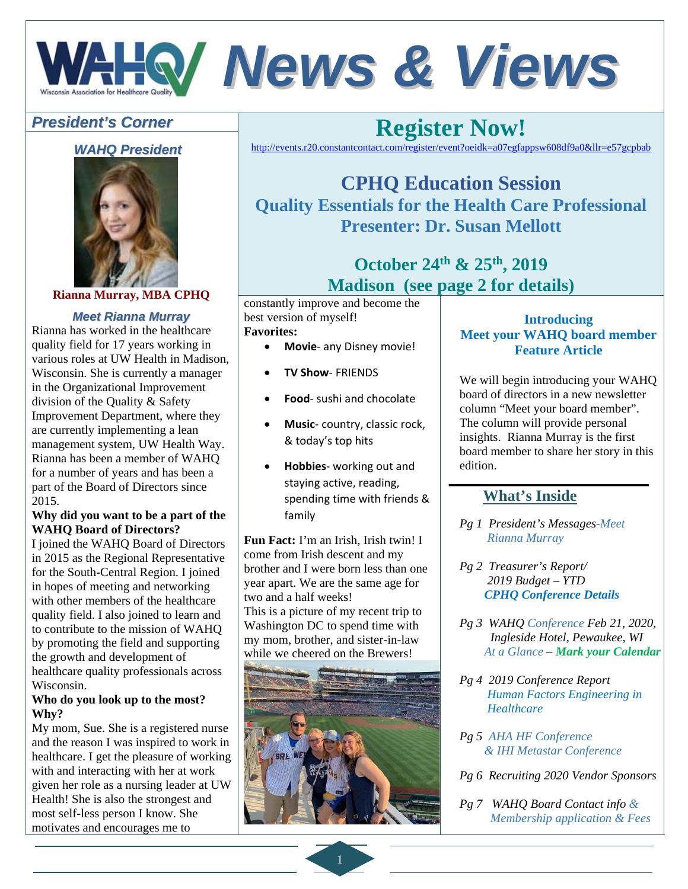# WAHQ News & Views

Wisconsin Association for Healthcare Quality

## Register Now!

http://events.r20.constantcontact.com/register/event?oeidk=a07egfappsw608df9a0&llr=e57gcpbab

## CPHQ Education Session

### Quality Essentials for the Health Care Professional

### Presenter: Dr. Susan Mellott

### October 24th & 25th, 2019

### Madison (see page 2 for details)

## President's Corner

### WAHQ President

**Rianna Murray, MBA CPHQ**

### Meet Rianna Murray

Rianna has worked in the healthcare quality field for 17 years working in various roles at UW Health in Madison, Wisconsin. She is currently a manager in the Organizational Improvement division of the Quality & Safety Improvement Department, where they are currently implementing a lean management system, UW Health Way. Rianna has been a member of WAHQ for a number of years and has been a part of the Board of Directors since 2015.

**Why did you want to be a part of the WAHQ Board of Directors?**

I joined the WAHQ Board of Directors in 2015 as the Regional Representative for the South-Central Region. I joined in hopes of meeting and networking with other members of the healthcare quality field. I also joined to learn and to contribute to the mission of WAHQ by promoting the field and supporting the growth and development of healthcare quality professionals across Wisconsin.

**Who do you look up to the most? Why?**

My mom, Sue. She is a registered nurse and the reason I was inspired to work in healthcare. I get the pleasure of working with and interacting with her at work given her role as a nursing leader at UW Health! She is also the strongest and most self-less person I know. She motivates and encourages me to constantly improve and become the best version of myself!

**Favorites:**

- **Movie**- any Disney movie!
- **TV Show**- FRIENDS
- **Food**- sushi and chocolate
- **Music**- country, classic rock, & today's top hits
- **Hobbies**- working out and staying active, reading, spending time with friends & family

**Fun Fact:** I'm an Irish, Irish twin! I come from Irish descent and my brother and I were born less than one year apart. We are the same age for two and a half weeks!

This is a picture of my recent trip to Washington DC to spend time with my mom, brother, and sister-in-law while we cheered on the Brewers!

### Introducing Meet your WAHQ board member Feature Article

We will begin introducing your WAHQ board of directors in a new newsletter column "Meet your board member". The column will provide personal insights. Rianna Murray is the first board member to share her story in this edition.

## What's Inside

*Pg 1 President's Messages-Meet Rianna Murray*

*Pg 2 Treasurer's Report/ 2019 Budget – YTD*
***CPHQ Conference Details***

*Pg 3 WAHQ Conference Feb 21, 2020, Ingleside Hotel, Pewaukee, WI At a Glance –* ***Mark your Calendar***

*Pg 4 2019 Conference Report Human Factors Engineering in Healthcare*

*Pg 5 AHA HF Conference & IHI Metastar Conference*

*Pg 6 Recruiting 2020 Vendor Sponsors*

*Pg 7 WAHQ Board Contact info & Membership application & Fees*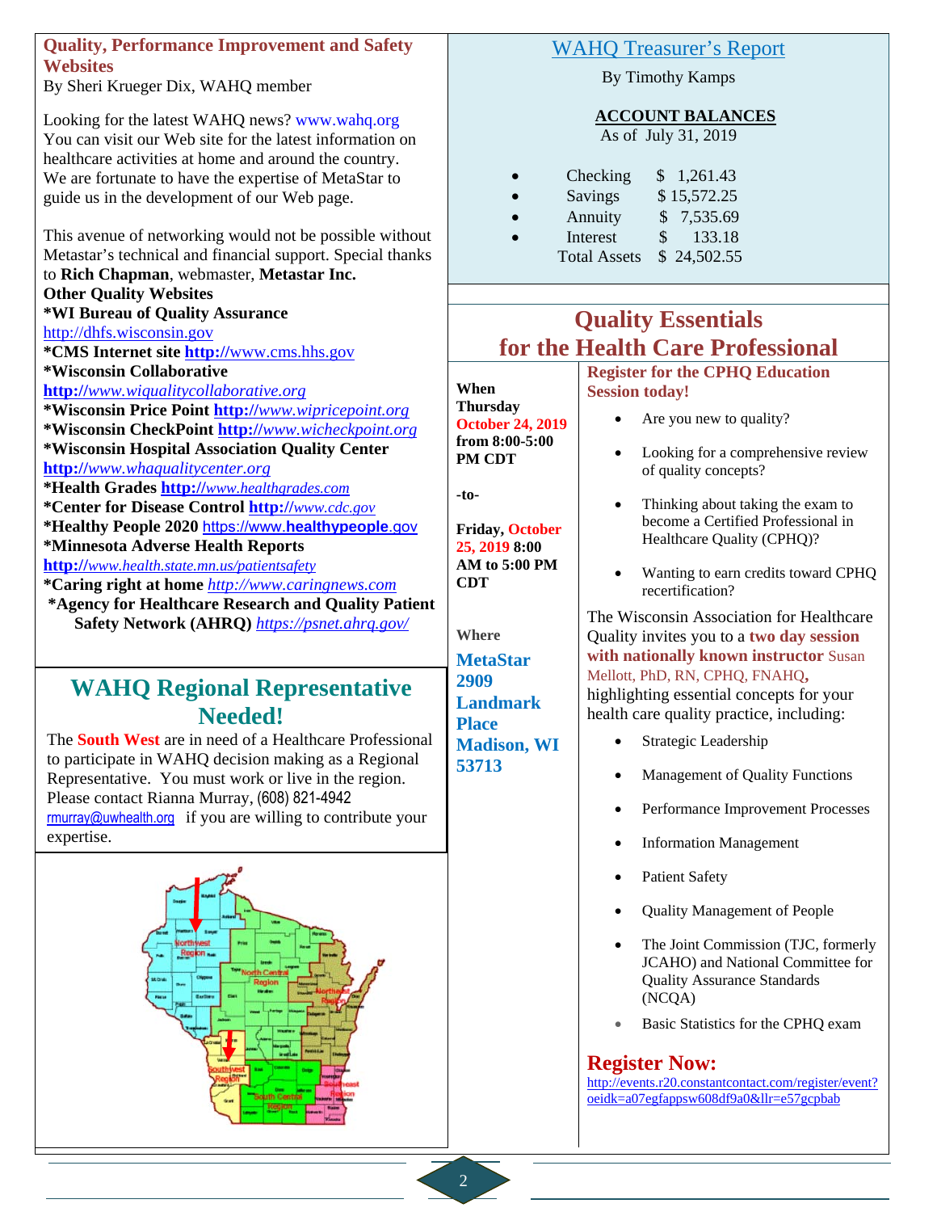## Quality, Performance Improvement and Safety Websites

By Sheri Krueger Dix, WAHQ member

Looking for the latest WAHQ news? www.wahq.org You can visit our Web site for the latest information on healthcare activities at home and around the country. We are fortunate to have the expertise of MetaStar to guide us in the development of our Web page.

This avenue of networking would not be possible without Metastar's technical and financial support. Special thanks to **Rich Chapman**, webmaster, **Metastar Inc.**

**Other Quality Websites**

**\*WI Bureau of Quality Assurance** http://dhfs.wisconsin.gov

**\*CMS Internet site** http://www.cms.hhs.gov

**\*Wisconsin Collaborative** http://www.wiqualitycollaborative.org

**\*Wisconsin Price Point** http://www.wipricepoint.org

**\*Wisconsin CheckPoint** http://www.wicheckpoint.org

**\*Wisconsin Hospital Association Quality Center** http://www.whaqualitycenter.org

**\*Health Grades** http://www.healthgrades.com

**\*Center for Disease Control** http://www.cdc.gov

**\*Healthy People 2020** https://www.healthypeople.gov

**\*Minnesota Adverse Health Reports** http://www.health.state.mn.us/patientsafety

**\*Caring right at home** http://www.caringnews.com

**\*Agency for Healthcare Research and Quality Patient Safety Network (AHRQ)** https://psnet.ahrq.gov/

## WAHQ Regional Representative Needed!

The **South West** are in need of a Healthcare Professional to participate in WAHQ decision making as a Regional Representative. You must work or live in the region. Please contact Rianna Murray, (608) 821-4942 rmurray@uwhealth.org if you are willing to contribute your expertise.

Northwest Region
North Central Region
Northeast Region
Southwest Region
South Central Region
Southeast Region

## WAHQ Treasurer's Report

By Timothy Kamps

**ACCOUNT BALANCES**
As of July 31, 2019

| | |
|---|---|
| Checking | $ 1,261.43 |
| Savings | $ 15,572.25 |
| Annuity | $ 7,535.69 |
| Interest | $ 133.18 |
| Total Assets | $ 24,502.55 |

## Quality Essentials for the Health Care Professional

**When**
**Thursday October 24, 2019 from 8:00-5:00 PM CDT**

**-to-**

**Friday, October 25, 2019 8:00 AM to 5:00 PM CDT**

**Where**
**MetaStar 2909 Landmark Place Madison, WI 53713**

**Register for the CPHQ Education Session today!**

- Are you new to quality?
- Looking for a comprehensive review of quality concepts?
- Thinking about taking the exam to become a Certified Professional in Healthcare Quality (CPHQ)?
- Wanting to earn credits toward CPHQ recertification?

The Wisconsin Association for Healthcare Quality invites you to a **two day session with nationally known instructor** Susan Mellott, PhD, RN, CPHQ, FNAHQ, highlighting essential concepts for your health care quality practice, including:

- Strategic Leadership
- Management of Quality Functions
- Performance Improvement Processes
- Information Management
- Patient Safety
- Quality Management of People
- The Joint Commission (TJC, formerly JCAHO) and National Committee for Quality Assurance Standards (NCQA)
- Basic Statistics for the CPHQ exam

**Register Now:**
http://events.r20.constantcontact.com/register/event?oeidk=a07egfappsw608df9a0&llr=e57gcpbab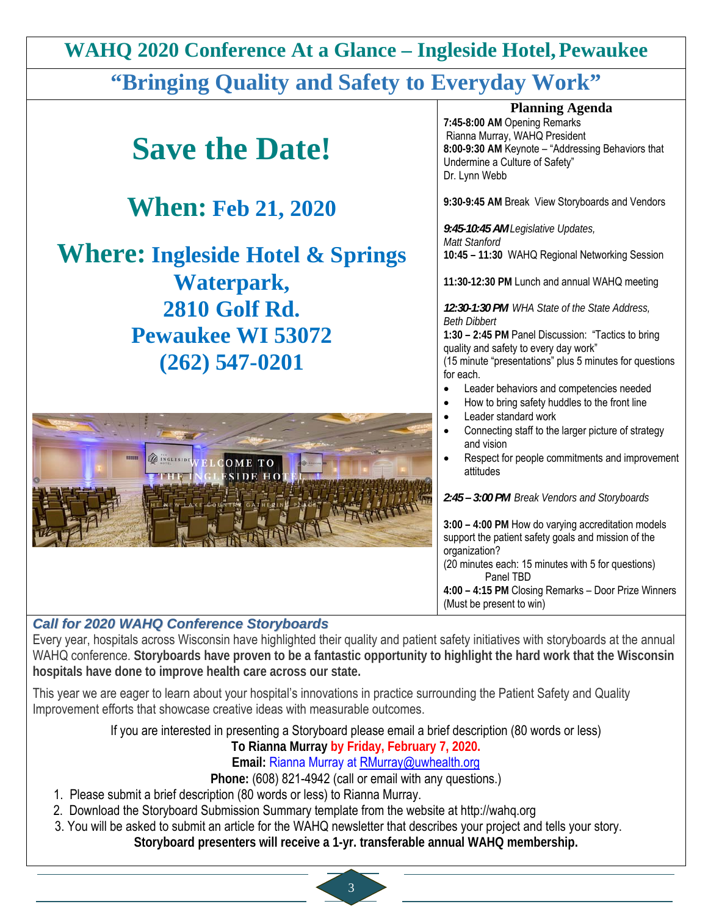# WAHQ 2020 Conference At a Glance – Ingleside Hotel, Pewaukee

## "Bringing Quality and Safety to Everyday Work"

# Save the Date!

## When: Feb 21, 2020

## Where: Ingleside Hotel & Springs Waterpark, 2810 Golf Rd. Pewaukee WI 53072 (262) 547-0201

### Planning Agenda

**7:45-8:00 AM** Opening Remarks
Rianna Murray, WAHQ President

**8:00-9:30 AM** Keynote – "Addressing Behaviors that Undermine a Culture of Safety"
Dr. Lynn Webb

**9:30-9:45 AM** Break View Storyboards and Vendors

***9:45-10:45 AM*** *Legislative Updates, Matt Stanford*

**10:45 – 11:30** WAHQ Regional Networking Session

**11:30-12:30 PM** Lunch and annual WAHQ meeting

***12:30-1:30 PM*** *WHA State of the State Address, Beth Dibbert*

**1:30 – 2:45 PM** Panel Discussion: "Tactics to bring quality and safety to every day work"
(15 minute "presentations" plus 5 minutes for questions for each.

- Leader behaviors and competencies needed
- How to bring safety huddles to the front line
- Leader standard work
- Connecting staff to the larger picture of strategy and vision
- Respect for people commitments and improvement attitudes

***2:45 – 3:00 PM*** *Break Vendors and Storyboards*

**3:00 – 4:00 PM** How do varying accreditation models support the patient safety goals and mission of the organization?
(20 minutes each: 15 minutes with 5 for questions)
Panel TBD

**4:00 – 4:15 PM** Closing Remarks – Door Prize Winners (Must be present to win)

### *Call for 2020 WAHQ Conference Storyboards*

Every year, hospitals across Wisconsin have highlighted their quality and patient safety initiatives with storyboards at the annual WAHQ conference. **Storyboards have proven to be a fantastic opportunity to highlight the hard work that the Wisconsin hospitals have done to improve health care across our state.**

This year we are eager to learn about your hospital's innovations in practice surrounding the Patient Safety and Quality Improvement efforts that showcase creative ideas with measurable outcomes.

If you are interested in presenting a Storyboard please email a brief description (80 words or less)
**To Rianna Murray by Friday, February 7, 2020.**
**Email:** Rianna Murray at RMurray@uwhealth.org
**Phone:** (608) 821-4942 (call or email with any questions.)

1. Please submit a brief description (80 words or less) to Rianna Murray.
2. Download the Storyboard Submission Summary template from the website at http://wahq.org
3. You will be asked to submit an article for the WAHQ newsletter that describes your project and tells your story.

**Storyboard presenters will receive a 1-yr. transferable annual WAHQ membership.**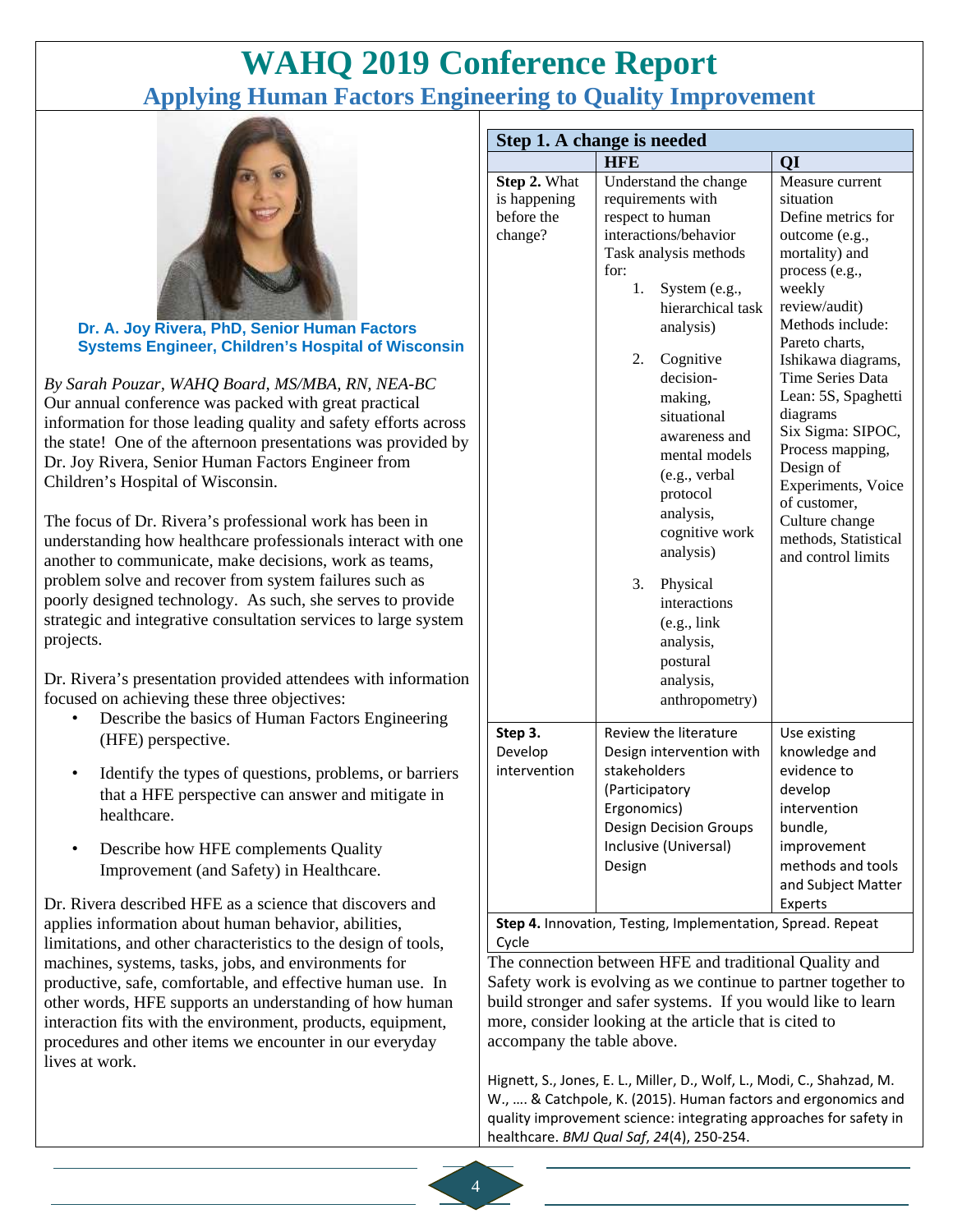# WAHQ 2019 Conference Report

## Applying Human Factors Engineering to Quality Improvement

**Dr. A. Joy Rivera, PhD, Senior Human Factors Systems Engineer, Children's Hospital of Wisconsin**

*By Sarah Pouzar, WAHQ Board, MS/MBA, RN, NEA-BC*

Our annual conference was packed with great practical information for those leading quality and safety efforts across the state! One of the afternoon presentations was provided by Dr. Joy Rivera, Senior Human Factors Engineer from Children's Hospital of Wisconsin.

The focus of Dr. Rivera's professional work has been in understanding how healthcare professionals interact with one another to communicate, make decisions, work as teams, problem solve and recover from system failures such as poorly designed technology. As such, she serves to provide strategic and integrative consultation services to large system projects.

Dr. Rivera's presentation provided attendees with information focused on achieving these three objectives:

- Describe the basics of Human Factors Engineering (HFE) perspective.
- Identify the types of questions, problems, or barriers that a HFE perspective can answer and mitigate in healthcare.
- Describe how HFE complements Quality Improvement (and Safety) in Healthcare.

Dr. Rivera described HFE as a science that discovers and applies information about human behavior, abilities, limitations, and other characteristics to the design of tools, machines, systems, tasks, jobs, and environments for productive, safe, comfortable, and effective human use. In other words, HFE supports an understanding of how human interaction fits with the environment, products, equipment, procedures and other items we encounter in our everyday lives at work.

| **Step 1. A change is needed** | | |
|---|---|---|
| | **HFE** | **QI** |
| **Step 2.** What is happening before the change? | Understand the change requirements with respect to human interactions/behavior<br>Task analysis methods for:<br>1. System (e.g., hierarchical task analysis)<br>2. Cognitive decision-making, situational awareness and mental models (e.g., verbal protocol analysis, cognitive work analysis)<br>3. Physical interactions (e.g., link analysis, postural analysis, anthropometry) | Measure current situation<br>Define metrics for outcome (e.g., mortality) and process (e.g., weekly review/audit)<br>Methods include: Pareto charts, Ishikawa diagrams, Time Series Data<br>Lean: 5S, Spaghetti diagrams<br>Six Sigma: SIPOC, Process mapping, Design of Experiments, Voice of customer, Culture change methods, Statistical and control limits |
| **Step 3.** Develop intervention | Review the literature<br>Design intervention with stakeholders (Participatory Ergonomics)<br>Design Decision Groups<br>Inclusive (Universal) Design | Use existing knowledge and evidence to develop intervention bundle, improvement methods and tools and Subject Matter Experts |
| **Step 4.** Innovation, Testing, Implementation, Spread. Repeat Cycle | | |

The connection between HFE and traditional Quality and Safety work is evolving as we continue to partner together to build stronger and safer systems. If you would like to learn more, consider looking at the article that is cited to accompany the table above.

Hignett, S., Jones, E. L., Miller, D., Wolf, L., Modi, C., Shahzad, M. W., …. & Catchpole, K. (2015). Human factors and ergonomics and quality improvement science: integrating approaches for safety in healthcare. *BMJ Qual Saf*, *24*(4), 250-254.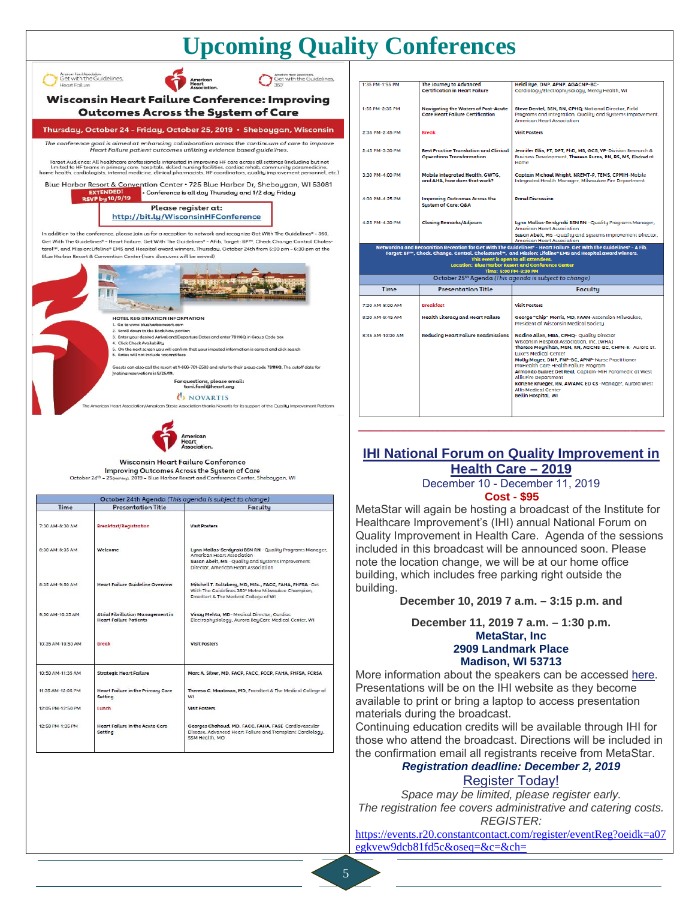# Upcoming Quality Conferences

## Wisconsin Heart Failure Conference: Improving Outcomes Across the System of Care

**Thursday, October 24 – Friday, October 25, 2019 • Sheboygan, Wisconsin**

*The conference goal is aimed at enhancing collaboration across the continuum of care to improve Heart Failure patient outcomes utilizing evidence based guidelines.*

Target Audience: All healthcare professionals interested in improving HF care across all settings (including but not limited to HF teams in primary care, hospitals, skilled nursing facilities, cardiac rehab, community paramedicine, home health, cardiologists, internal medicine, clinical pharmacists, HF coordinators, quality improvement personnel, etc.)

Blue Harbor Resort & Convention Center • 725 Blue Harbor Dr, Sheboygan, WI 53081

EXTENDED! RSVP by 10/9/19 • Conference is all day Thursday and 1/2 day Friday

**Please register at:** http://bit.ly/WisconsinHFConference

In addition to the conference, please join us for a reception to network and recognize Get With The Guidelines® - 360, Get With The Guidelines® - Heart Failure, Get With The Guidelines® - AFib, Target: BP™, Check. Change. Control. Cholesterol™, and Mission:Lifeline® EMS and Hospital award winners. Thursday, October 24th from 5:00 pm - 6:30 pm at the Blue Harbor Resort & Convention Center (hors doeuvres will be served)

**HOTEL REGISTRATION INFORMATION**

1. Go to www.blueharborresort.com
2. Scroll down to the Book Now portion
3. Enter your desired Arrival and Departure Dates and enter 78116Q in Group Code box
4. Click Check Availability
5. On the next screen you will confirm that your imputed information is correct and click search
6. Rates will not include tax and fees

Guests can also call the resort at 1-866-701-2583 and refer to their group code 78116Q. The cutoff date for making reservations is 9/25/19.

For questions, please email: toni.ford@heart.org

NOVARTIS

The American Heart Association/American Stroke Association thanks Novartis for its support of the Quality Improvement Platform

American Heart Association.

**Wisconsin Heart Failure Conference**
Improving Outcomes Across the System of Care
October 24th – 25th (half day), 2019 - Blue Harbor Resort and Conference Center, Sheboygan, WI

October 24th Agenda *(This agenda is subject to change)*

| Time | Presentation Title | Faculty |
|---|---|---|
| 7:30 AM-8:30 AM | Breakfast/Registration | Visit Posters |
| 8:30 AM-8:35 AM | Welcome | Lynn Mallas-Serdynski BSN RN -Quality Programs Manager, American Heart Association; Susan Abelt, MS -Quality and Systems Improvement Director, American Heart Association |
| 8:35 AM-9:50 AM | Heart Failure Guideline Overview | Mitchell T. Saltzberg, MD, MSc., FACC, FAHA, FHFSA -Get With The Guidelines 360º Metro Milwaukee Champion, Froedtert & The Medical College of WI |
| 9:50 AM-10:35 AM | Atrial Fibrillation Management in Heart Failure Patients | Vinay Mehta, MD- Medical Director, Cardiac Electrophysiology, Aurora BayCare Medical Center, WI |
| 10:35 AM-10:50 AM | Break | Visit Posters |
| 10:50 AM-11:35 AM | Strategic Heart Failure | Marc A. Silver, MD, FACP, FACC, FCCP, FAHA, FHFSA, FCRSA |
| 11:35 AM-12:05 PM | Heart Failure in the Primary Care Setting | Theresa C. Maatman, MD, Froedtert & The Medical College of WI |
| 12:05 PM-12:50 PM | Lunch | Visit Posters |
| 12:50 PM-1:35 PM | Heart Failure in the Acute Care Setting | Georges Chahoud, MD, FACC, FAHA, FASE -Cardiovascular Disease, Advanced Heart Failure and Transplant Cardiology, SSM Health, MO |
| 1:35 PM-1:55 PM | The Journey to Advanced Certification in Heart Failure | Heidi Rye, DNP, APNP, AGACNP-BC-Cardiology/Electrophysiology, Mercy Health, WI |
| 1:55 PM-2:35 PM | Navigating the Waters of Post-Acute Care Heart Failure Certification | Steve Dentel, BSN, RN, CPHQ -National Director, Field Programs and Integration, Quality and Systems Improvement, American Heart Association |
| 2:35 PM-2:45 PM | Break | Visit Posters |
| 2:45 PM-3:30 PM | Best Practice Translation and Clinical Operations Transformation | Jennifer Ellis, PT, DPT, PhD, MS, GCS, VP-Division Research & Business Development, Theresa Burns, RN, BS, MS, Kindred at Home |
| 3:30 PM-4:00 PM | Mobile Integrated Health, GWTG, and AHA, how does that work? | Captain Michael Wright, NREMT-P, TEMS, CPMIH-Mobile Integrated Health Manager, Milwaukee Fire Department |
| 4:00 PM-4:25 PM | Improving Outcomes Across the System of Care: Q&A | Panel Discussion |
| 4:25 PM-4:30 PM | Closing Remarks/Adjourn | Lynn Mallas-Serdynski BSN RN -Quality Programs Manager, American Heart Association; Susan Abelt, MS -Quality and Systems Improvement Director, American Heart Association |

**Networking and Recognition Reception for Get With The Guidelines® - Heart Failure, Get With The Guidelines® - A Fib, Target: BP™, Check. Change. Control. Cholesterol™, and Mission: Lifeline® EMS and Hospital award winners.**
**This event is open to all attendees.**
**Location: Blue Harbor Resort and Conference Center**
**Time: 5:00 PM-6:30 PM**

October 25th Agenda *(This agenda is subject to change)*

| Time | Presentation Title | Faculty |
|---|---|---|
| 7:00 AM-8:00 AM | Breakfast | Visit Posters |
| 8:00 AM-8:45 AM | Health Literacy and Heart Failure | George "Chip" Morris, MD, FAAN -Ascension Milwaukee, President of Wisconsin Medical Society |
| 8:45 AM-10:00 AM | Reducing Heart Failure Readmissions | Nadine Allen, MBA, CPHQ- Quality Director, Wisconsin Hospital Association, Inc. (WHA); Therese Moynihan, MSN, RN, ACCNS-BC, CHFN-K -Aurora St. Luke's Medical Center; Molly Mayer, DNP, FNP-BC, APNP-Nurse Practitioner, ProHealth Care Health Failure Program; Armando Suarez Del Real, Captain-MIH Paramedic at West Allis Fire Department; Karlene Krueger, RN, AWAMC ED CS -Manager, Aurora West Allis Medical Center; Bellin Hospital, WI |

## IHI National Forum on Quality Improvement in Health Care – 2019

December 10 - December 11, 2019

**Cost - $95**

MetaStar will again be hosting a broadcast of the Institute for Healthcare Improvement's (IHI) annual National Forum on Quality Improvement in Health Care. Agenda of the sessions included in this broadcast will be announced soon. Please note the location change, we will be at our home office building, which includes free parking right outside the building.

**December 10, 2019 7 a.m. – 3:15 p.m. and**

**December 11, 2019 7 a.m. – 1:30 p.m.**

**MetaStar, Inc**
**2909 Landmark Place**
**Madison, WI 53713**

More information about the speakers can be accessed here. Presentations will be on the IHI website as they become available to print or bring a laptop to access presentation materials during the broadcast.

Continuing education credits will be available through IHI for those who attend the broadcast. Directions will be included in the confirmation email all registrants receive from MetaStar.

***Registration deadline: December 2, 2019***

Register Today!

*Space may be limited, please register early.*

*The registration fee covers administrative and catering costs.*

*REGISTER:*

https://events.r20.constantcontact.com/register/eventReg?oeidk=a07egkvew9dcb81fd5c&oseq=&c=&ch=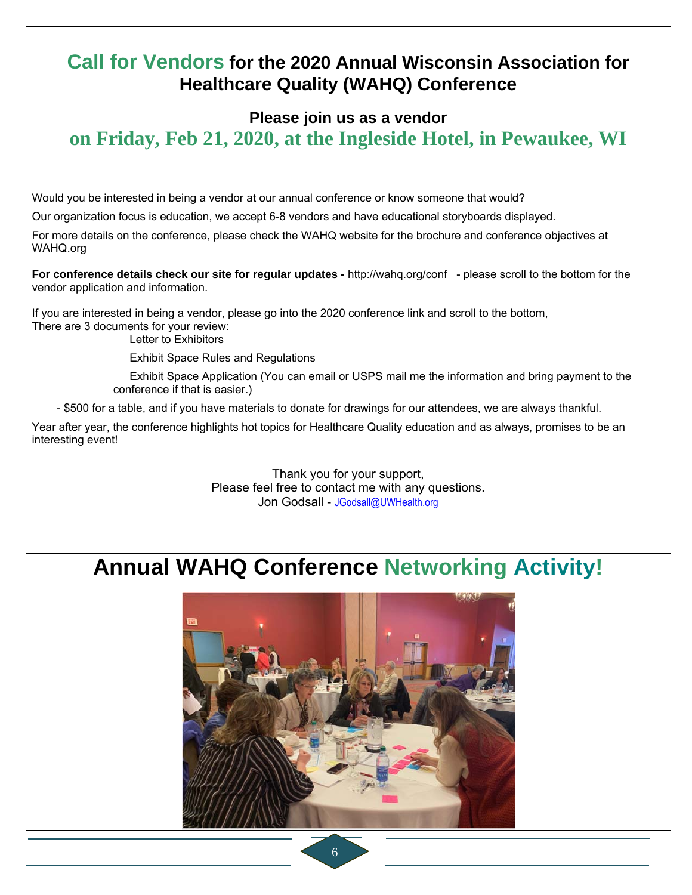# Call for Vendors for the 2020 Annual Wisconsin Association for Healthcare Quality (WAHQ) Conference

### Please join us as a vendor

## on Friday, Feb 21, 2020, at the Ingleside Hotel, in Pewaukee, WI

Would you be interested in being a vendor at our annual conference or know someone that would?

Our organization focus is education, we accept 6-8 vendors and have educational storyboards displayed.

For more details on the conference, please check the WAHQ website for the brochure and conference objectives at WAHQ.org

**For conference details check our site for regular updates -** http://wahq.org/conf - please scroll to the bottom for the vendor application and information.

If you are interested in being a vendor, please go into the 2020 conference link and scroll to the bottom,
There are 3 documents for your review:

- Letter to Exhibitors
- Exhibit Space Rules and Regulations
- Exhibit Space Application (You can email or USPS mail me the information and bring payment to the conference if that is easier.)

- $500 for a table, and if you have materials to donate for drawings for our attendees, we are always thankful.

Year after year, the conference highlights hot topics for Healthcare Quality education and as always, promises to be an interesting event!

Thank you for your support,
Please feel free to contact me with any questions.
Jon Godsall - JGodsall@UWHealth.org

# Annual WAHQ Conference Networking Activity!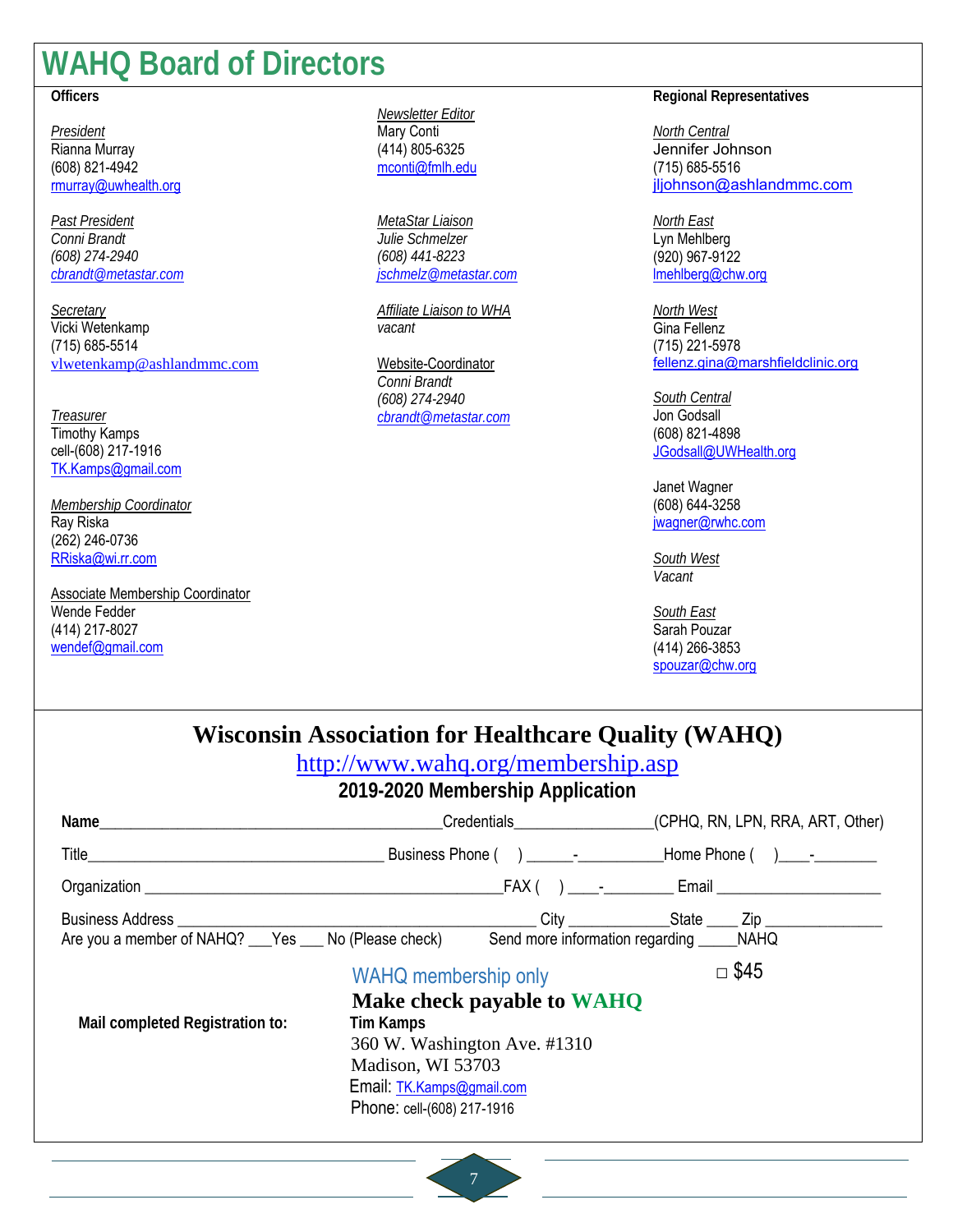# WAHQ Board of Directors

**Officers**

*President*
Rianna Murray
(608) 821-4942
rmurray@uwhealth.org

*Past President*
*Conni Brandt*
*(608) 274-2940*
*cbrandt@metastar.com*

*Secretary*
Vicki Wetenkamp
(715) 685-5514
vlwetenkamp@ashlandmmc.com

*Treasurer*
Timothy Kamps
cell-(608) 217-1916
TK.Kamps@gmail.com

*Membership Coordinator*
Ray Riska
(262) 246-0736
RRiska@wi.rr.com

Associate Membership Coordinator
Wende Fedder
(414) 217-8027
wendef@gmail.com

*Newsletter Editor*
Mary Conti
(414) 805-6325
mconti@fmlh.edu

*MetaStar Liaison*
*Julie Schmelzer*
*(608) 441-8223*
*jschmelz@metastar.com*

*Affiliate Liaison to WHA*
*vacant*

Website-Coordinator
*Conni Brandt*
*(608) 274-2940*
*cbrandt@metastar.com*

**Regional Representatives**

*North Central*
Jennifer Johnson
(715) 685-5516
jljohnson@ashlandmmc.com

*North East*
Lyn Mehlberg
(920) 967-9122
lmehlberg@chw.org

*North West*
Gina Fellenz
(715) 221-5978
fellenz.gina@marshfieldclinic.org

*South Central*
Jon Godsall
(608) 821-4898
JGodsall@UWHealth.org

Janet Wagner
(608) 644-3258
jwagner@rwhc.com

*South West*
*Vacant*

*South East*
Sarah Pouzar
(414) 266-3853
spouzar@chw.org

## Wisconsin Association for Healthcare Quality (WAHQ)

http://www.wahq.org/membership.asp

**2019-2020 Membership Application**

**Name**__________________________________________Credentials_________________(CPHQ, RN, LPN, RRA, ART, Other)

Title_____________________________________ Business Phone (    ) ______-___________Home Phone (    )____-________

Organization _____________________________________________FAX (    ) ____-_________ Email _____________________

Business Address ____________________________________________ City ____________State ____ Zip _______________

Are you a member of NAHQ? ___Yes ___ No (Please check)    Send more information regarding _____NAHQ

WAHQ membership only    □ $45

**Make check payable to WAHQ**

**Mail completed Registration to:**
**Tim Kamps**
360 W. Washington Ave. #1310
Madison, WI 53703
Email: TK.Kamps@gmail.com
Phone: cell-(608) 217-1916